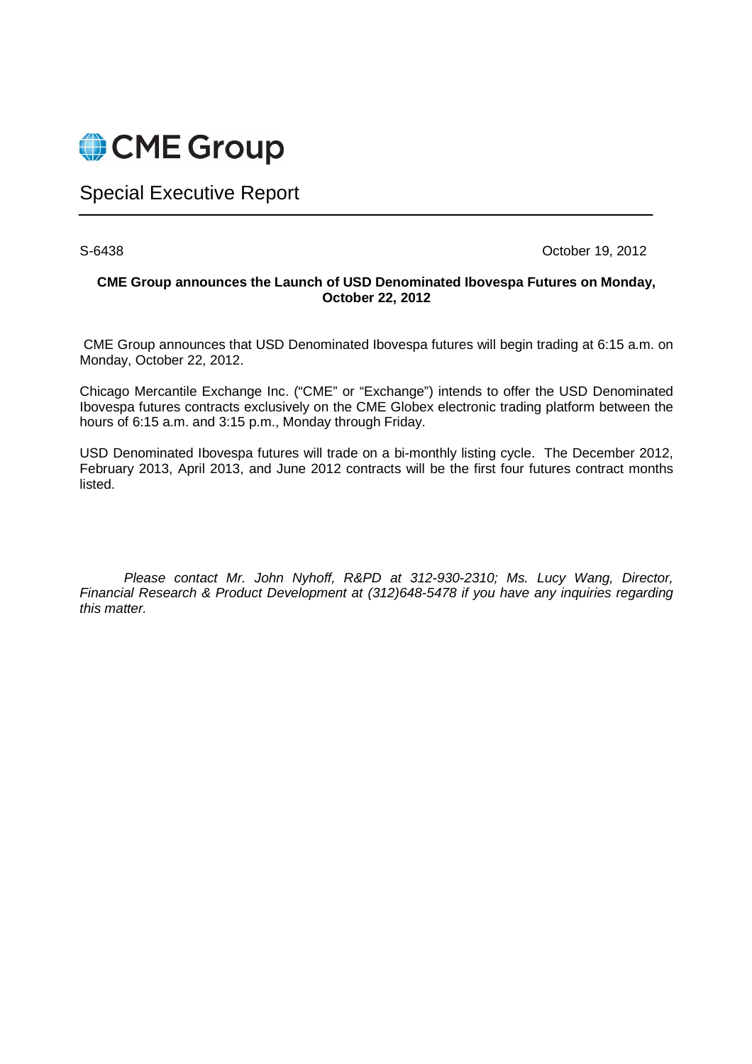# CME Group

## Special Executive Report

S-6438 October 19, 2012

**CME Group announces the Launch of USD Denominated Ibovespa Futures on Monday, October 22, 2012**

CME Group announces that USD Denominated Ibovespa futures will begin trading at 6:15 a.m. on Monday, October 22, 2012.

Chicago Mercantile Exchange Inc. ("CME" or "Exchange") intends to offer the USD Denominated Ibovespa futures contracts exclusively on the CME Globex electronic trading platform between the hours of 6:15 a.m. and 3:15 p.m., Monday through Friday.

USD Denominated Ibovespa futures will trade on a bi-monthly listing cycle. The December 2012, February 2013, April 2013, and June 2012 contracts will be the first four futures contract months listed.

*Please contact Mr. John Nyhoff, R&PD at 312-930-2310; Ms. Lucy Wang, Director, Financial Research & Product Development at (312)648-5478 if you have any inquiries regarding this matter.*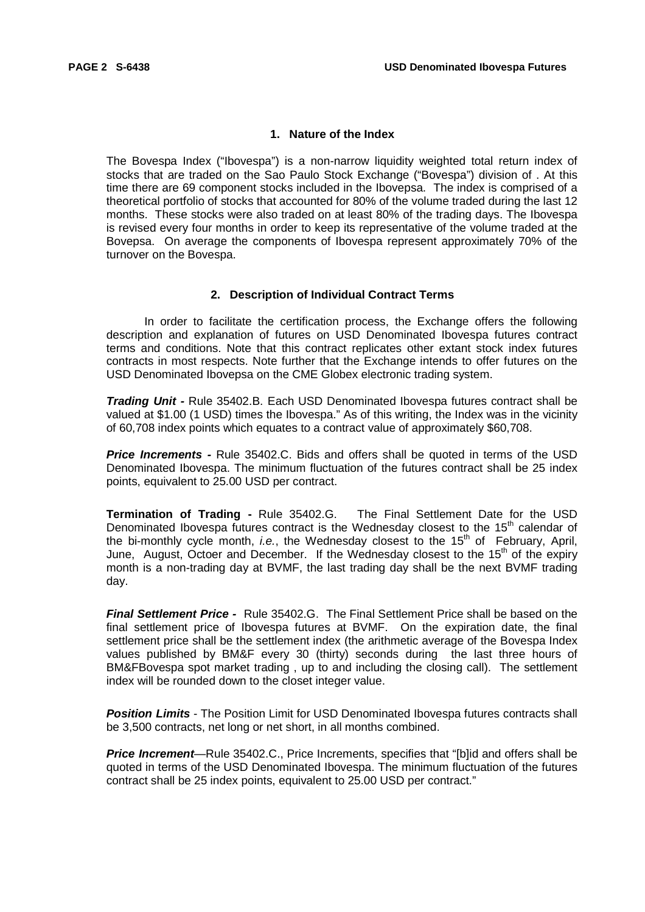## 1. Nature of the Index

The Bovespa Index ("Ibovespa") is a non-narrow liquidity weighted total return index of stocks that are traded on the Sao Paulo Stock Exchange ("Bovespa") division of . At this time there are 69 component stocks included in the Ibovepsa. The index is comprised of a theoretical portfolio of stocks that accounted for 80% of the volume traded during the last 12 months. These stocks were also traded on at least 80% of the trading days. The Ibovespa is revised every four months in order to keep its representative of the volume traded at the Bovepsa. On average the components of Ibovespa represent approximately 70% of the turnover on the Bovespa.

## 2. Description of Individual Contract Terms

In order to facilitate the certification process, the Exchange offers the following description and explanation of futures on USD Denominated Ibovespa futures contract terms and conditions. Note that this contract replicates other extant stock index futures contracts in most respects. Note further that the Exchange intends to offer futures on the USD Denominated Ibovepsa on the CME Globex electronic trading system.

***Trading Unit -*** Rule 35402.B. Each USD Denominated Ibovespa futures contract shall be valued at $1.00 (1 USD) times the Ibovespa." As of this writing, the Index was in the vicinity of 60,708 index points which equates to a contract value of approximately $60,708.

***Price Increments -*** Rule 35402.C. Bids and offers shall be quoted in terms of the USD Denominated Ibovespa. The minimum fluctuation of the futures contract shall be 25 index points, equivalent to 25.00 USD per contract.

**Termination of Trading -** Rule 35402.G. The Final Settlement Date for the USD Denominated Ibovespa futures contract is the Wednesday closest to the 15th calendar of the bi-monthly cycle month, *i.e.*, the Wednesday closest to the 15th of February, April, June, August, Octoer and December. If the Wednesday closest to the 15th of the expiry month is a non-trading day at BVMF, the last trading day shall be the next BVMF trading day.

***Final Settlement Price -*** Rule 35402.G. The Final Settlement Price shall be based on the final settlement price of Ibovespa futures at BVMF. On the expiration date, the final settlement price shall be the settlement index (the arithmetic average of the Bovespa Index values published by BM&F every 30 (thirty) seconds during the last three hours of BM&FBovespa spot market trading , up to and including the closing call). The settlement index will be rounded down to the closet integer value.

***Position Limits*** - The Position Limit for USD Denominated Ibovespa futures contracts shall be 3,500 contracts, net long or net short, in all months combined.

***Price Increment***—Rule 35402.C., Price Increments, specifies that "[b]id and offers shall be quoted in terms of the USD Denominated Ibovespa. The minimum fluctuation of the futures contract shall be 25 index points, equivalent to 25.00 USD per contract."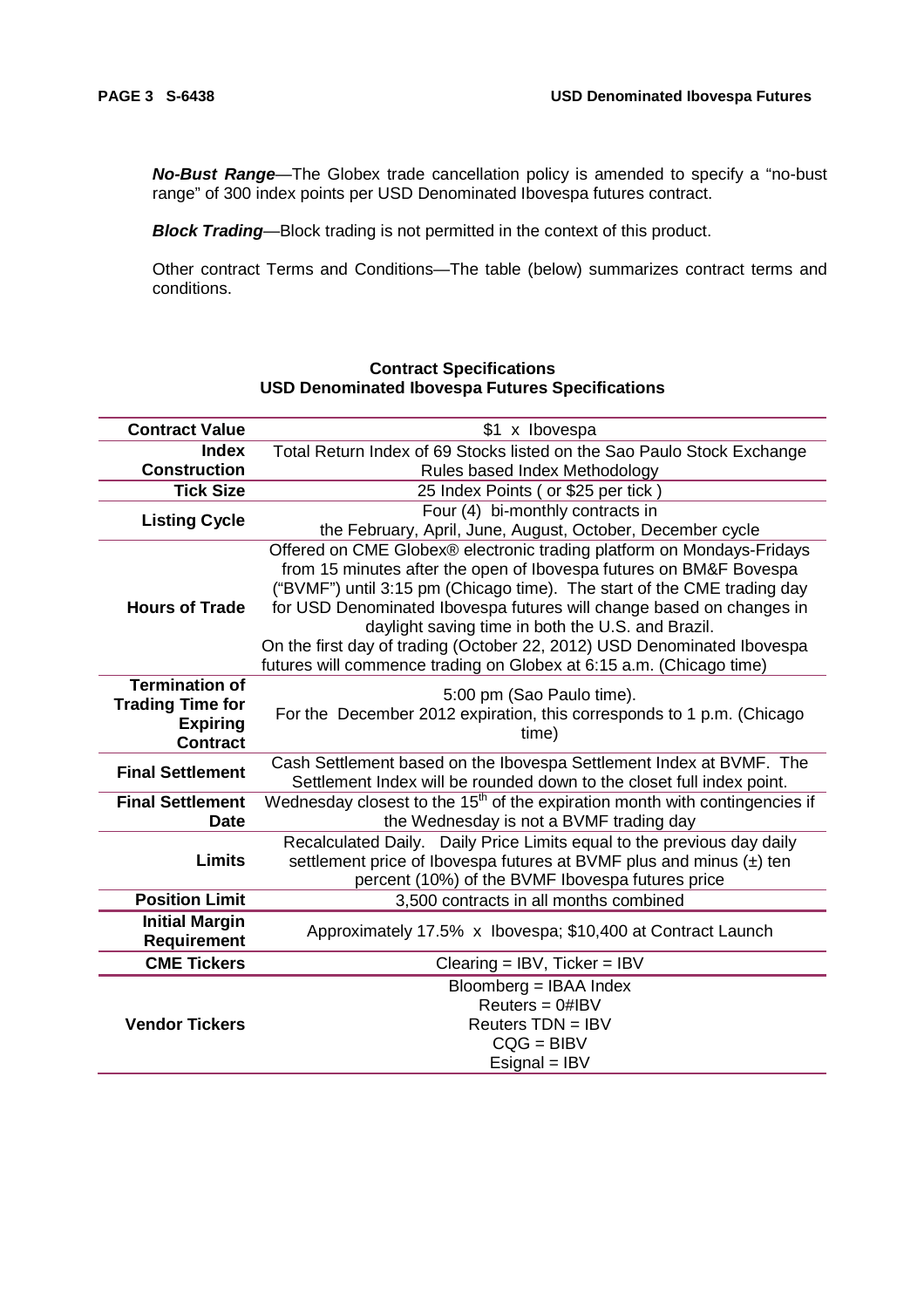***No-Bust Range***—The Globex trade cancellation policy is amended to specify a "no-bust range" of 300 index points per USD Denominated Ibovespa futures contract.

***Block Trading***—Block trading is not permitted in the context of this product.

Other contract Terms and Conditions—The table (below) summarizes contract terms and conditions.

**Contract Specifications**
**USD Denominated Ibovespa Futures Specifications**

| | |
|---|---|
| **Contract Value** | $1 x Ibovespa |
| **Index Construction** | Total Return Index of 69 Stocks listed on the Sao Paulo Stock Exchange Rules based Index Methodology |
| **Tick Size** | 25 Index Points ( or $25 per tick ) |
| **Listing Cycle** | Four (4) bi-monthly contracts in the February, April, June, August, October, December cycle |
| **Hours of Trade** | Offered on CME Globex® electronic trading platform on Mondays-Fridays from 15 minutes after the open of Ibovespa futures on BM&F Bovespa ("BVMF") until 3:15 pm (Chicago time). The start of the CME trading day for USD Denominated Ibovespa futures will change based on changes in daylight saving time in both the U.S. and Brazil. On the first day of trading (October 22, 2012) USD Denominated Ibovespa futures will commence trading on Globex at 6:15 a.m. (Chicago time) |
| **Termination of Trading Time for Expiring Contract** | 5:00 pm (Sao Paulo time). For the December 2012 expiration, this corresponds to 1 p.m. (Chicago time) |
| **Final Settlement** | Cash Settlement based on the Ibovespa Settlement Index at BVMF. The Settlement Index will be rounded down to the closet full index point. |
| **Final Settlement Date** | Wednesday closest to the 15th of the expiration month with contingencies if the Wednesday is not a BVMF trading day |
| **Limits** | Recalculated Daily. Daily Price Limits equal to the previous day daily settlement price of Ibovespa futures at BVMF plus and minus (±) ten percent (10%) of the BVMF Ibovespa futures price |
| **Position Limit** | 3,500 contracts in all months combined |
| **Initial Margin Requirement** | Approximately 17.5% x Ibovespa; $10,400 at Contract Launch |
| **CME Tickers** | Clearing = IBV, Ticker = IBV |
| **Vendor Tickers** | Bloomberg = IBAA Index<br>Reuters = 0#IBV<br>Reuters TDN = IBV<br>CQG = BIBV<br>Esignal = IBV |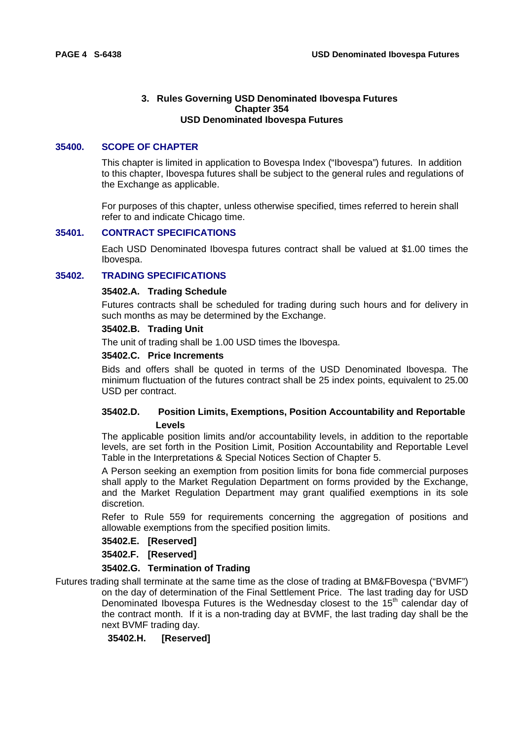### 3. Rules Governing USD Denominated Ibovespa Futures
### Chapter 354
### USD Denominated Ibovespa Futures

## 35400. SCOPE OF CHAPTER

This chapter is limited in application to Bovespa Index ("Ibovespa") futures. In addition to this chapter, Ibovespa futures shall be subject to the general rules and regulations of the Exchange as applicable.

For purposes of this chapter, unless otherwise specified, times referred to herein shall refer to and indicate Chicago time.

## 35401. CONTRACT SPECIFICATIONS

Each USD Denominated Ibovespa futures contract shall be valued at $1.00 times the Ibovespa.

## 35402. TRADING SPECIFICATIONS

### 35402.A. Trading Schedule

Futures contracts shall be scheduled for trading during such hours and for delivery in such months as may be determined by the Exchange.

### 35402.B. Trading Unit

The unit of trading shall be 1.00 USD times the Ibovespa.

### 35402.C. Price Increments

Bids and offers shall be quoted in terms of the USD Denominated Ibovespa. The minimum fluctuation of the futures contract shall be 25 index points, equivalent to 25.00 USD per contract.

### 35402.D. Position Limits, Exemptions, Position Accountability and Reportable Levels

The applicable position limits and/or accountability levels, in addition to the reportable levels, are set forth in the Position Limit, Position Accountability and Reportable Level Table in the Interpretations & Special Notices Section of Chapter 5.

A Person seeking an exemption from position limits for bona fide commercial purposes shall apply to the Market Regulation Department on forms provided by the Exchange, and the Market Regulation Department may grant qualified exemptions in its sole discretion.

Refer to Rule 559 for requirements concerning the aggregation of positions and allowable exemptions from the specified position limits.

### 35402.E. [Reserved]

### 35402.F. [Reserved]

### 35402.G. Termination of Trading

Futures trading shall terminate at the same time as the close of trading at BM&FBovespa ("BVMF") on the day of determination of the Final Settlement Price. The last trading day for USD Denominated Ibovespa Futures is the Wednesday closest to the 15th calendar day of the contract month. If it is a non-trading day at BVMF, the last trading day shall be the next BVMF trading day.

### 35402.H. [Reserved]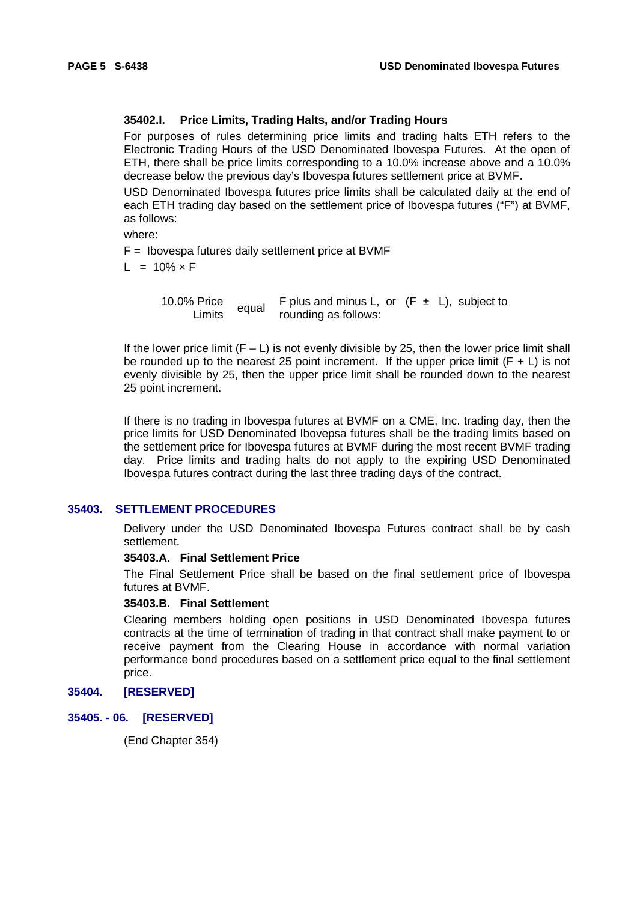### 35402.I. Price Limits, Trading Halts, and/or Trading Hours

For purposes of rules determining price limits and trading halts ETH refers to the Electronic Trading Hours of the USD Denominated Ibovespa Futures. At the open of ETH, there shall be price limits corresponding to a 10.0% increase above and a 10.0% decrease below the previous day's Ibovespa futures settlement price at BVMF.

USD Denominated Ibovespa futures price limits shall be calculated daily at the end of each ETH trading day based on the settlement price of Ibovespa futures ("F") at BVMF, as follows:

where:

$F$ = Ibovespa futures daily settlement price at BVMF

$L = 10\% \times F$

10.0% Price Limits equal F plus and minus L, or $(F \pm L)$, subject to rounding as follows:

If the lower price limit $(F – L)$ is not evenly divisible by 25, then the lower price limit shall be rounded up to the nearest 25 point increment. If the upper price limit $(F + L)$ is not evenly divisible by 25, then the upper price limit shall be rounded down to the nearest 25 point increment.

If there is no trading in Ibovespa futures at BVMF on a CME, Inc. trading day, then the price limits for USD Denominated Ibovepsa futures shall be the trading limits based on the settlement price for Ibovespa futures at BVMF during the most recent BVMF trading day. Price limits and trading halts do not apply to the expiring USD Denominated Ibovespa futures contract during the last three trading days of the contract.

## 35403. SETTLEMENT PROCEDURES

Delivery under the USD Denominated Ibovespa Futures contract shall be by cash settlement.

### 35403.A. Final Settlement Price

The Final Settlement Price shall be based on the final settlement price of Ibovespa futures at BVMF.

### 35403.B. Final Settlement

Clearing members holding open positions in USD Denominated Ibovespa futures contracts at the time of termination of trading in that contract shall make payment to or receive payment from the Clearing House in accordance with normal variation performance bond procedures based on a settlement price equal to the final settlement price.

## 35404. [RESERVED]

## 35405. - 06. [RESERVED]

(End Chapter 354)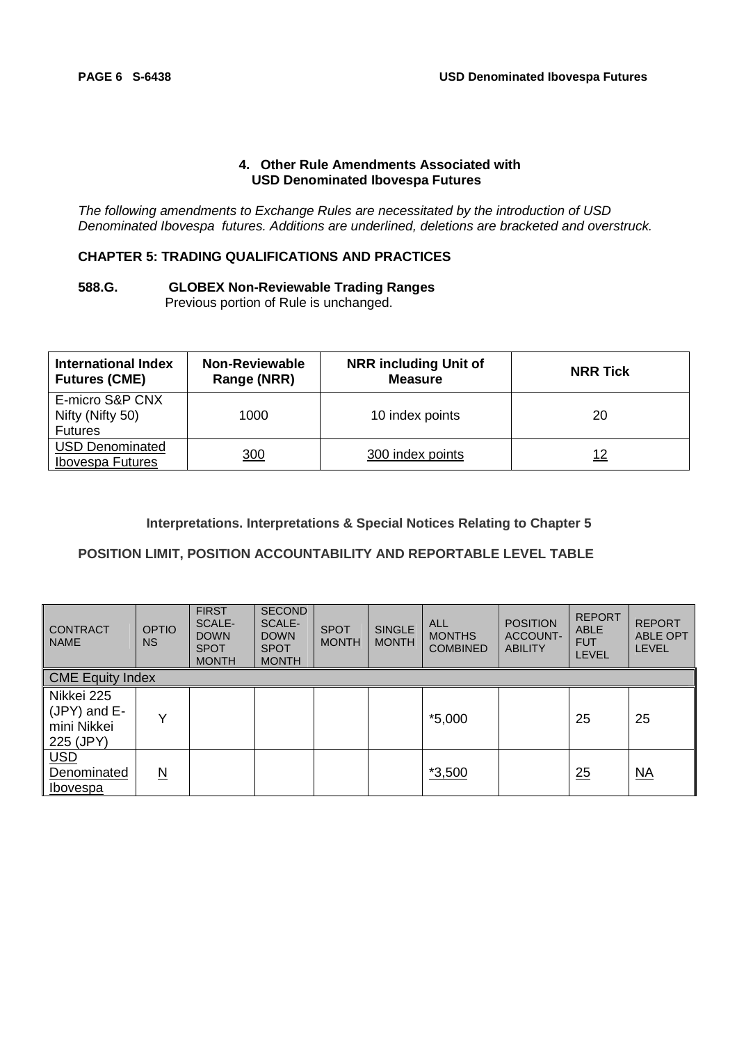## 4. Other Rule Amendments Associated with USD Denominated Ibovespa Futures

*The following amendments to Exchange Rules are necessitated by the introduction of USD Denominated Ibovespa futures. Additions are underlined, deletions are bracketed and overstruck.*

### CHAPTER 5: TRADING QUALIFICATIONS AND PRACTICES

**588.G. GLOBEX Non-Reviewable Trading Ranges**

Previous portion of Rule is unchanged.

| International Index Futures (CME) | Non-Reviewable Range (NRR) | NRR including Unit of Measure | NRR Tick |
|---|---|---|---|
| E-micro S&P CNX Nifty (Nifty 50) Futures | 1000 | 10 index points | 20 |
| <u>USD Denominated Ibovespa Futures</u> | <u>300</u> | <u>300 index points</u> | <u>12</u> |

**Interpretations. Interpretations & Special Notices Relating to Chapter 5**

**POSITION LIMIT, POSITION ACCOUNTABILITY AND REPORTABLE LEVEL TABLE**

| CONTRACT NAME | OPTIONS | FIRST SCALE-DOWN SPOT MONTH | SECOND SCALE-DOWN SPOT MONTH | SPOT MONTH | SINGLE MONTH | ALL MONTHS COMBINED | POSITION ACCOUNT-ABILITY | REPORTABLE FUT LEVEL | REPORTABLE OPT LEVEL |
|---|---|---|---|---|---|---|---|---|---|
| CME Equity Index | | | | | | | | | |
| Nikkei 225 (JPY) and E-mini Nikkei 225 (JPY) | Y | | | | | *5,000 | | 25 | 25 |
| <u>USD Denominated Ibovespa</u> | <u>N</u> | | | | | <u>*3,500</u> | | <u>25</u> | <u>NA</u> |